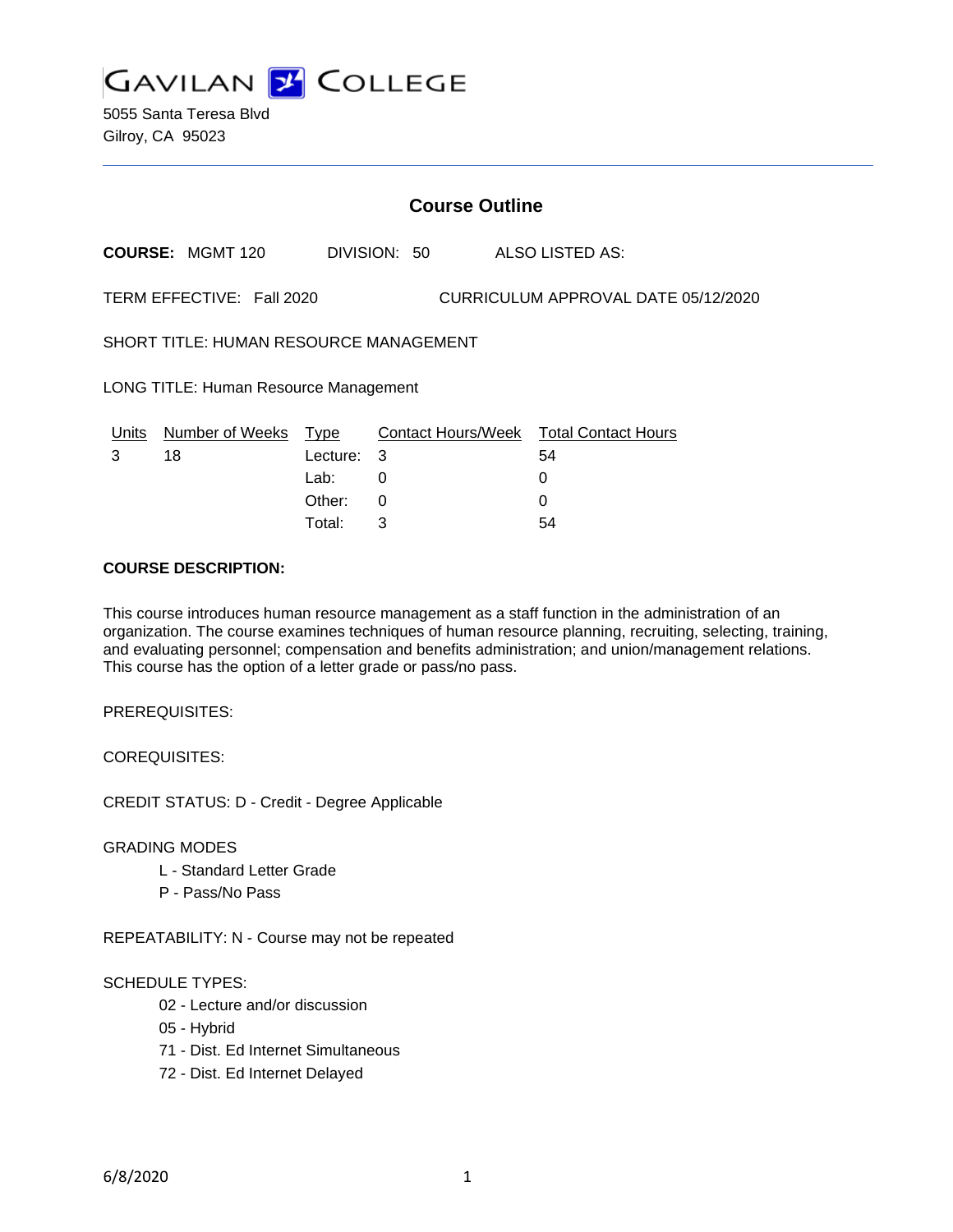GAVILAN COLLEGE

5055 Santa Teresa Blvd
Gilroy, CA 95023

## Course Outline

**COURSE:** MGMT 120 DIVISION: 50 ALSO LISTED AS:

TERM EFFECTIVE: Fall 2020 CURRICULUM APPROVAL DATE 05/12/2020

SHORT TITLE: HUMAN RESOURCE MANAGEMENT

LONG TITLE: Human Resource Management

| Units | Number of Weeks | Type | Contact Hours/Week | Total Contact Hours |
|---|---|---|---|---|
| 3 | 18 | Lecture: | 3 | 54 |
| | | Lab: | 0 | 0 |
| | | Other: | 0 | 0 |
| | | Total: | 3 | 54 |

**COURSE DESCRIPTION:**

This course introduces human resource management as a staff function in the administration of an organization. The course examines techniques of human resource planning, recruiting, selecting, training, and evaluating personnel; compensation and benefits administration; and union/management relations. This course has the option of a letter grade or pass/no pass.

PREREQUISITES:

COREQUISITES:

CREDIT STATUS: D - Credit - Degree Applicable

GRADING MODES

- L - Standard Letter Grade
- P - Pass/No Pass

REPEATABILITY: N - Course may not be repeated

SCHEDULE TYPES:

- 02 - Lecture and/or discussion
- 05 - Hybrid
- 71 - Dist. Ed Internet Simultaneous
- 72 - Dist. Ed Internet Delayed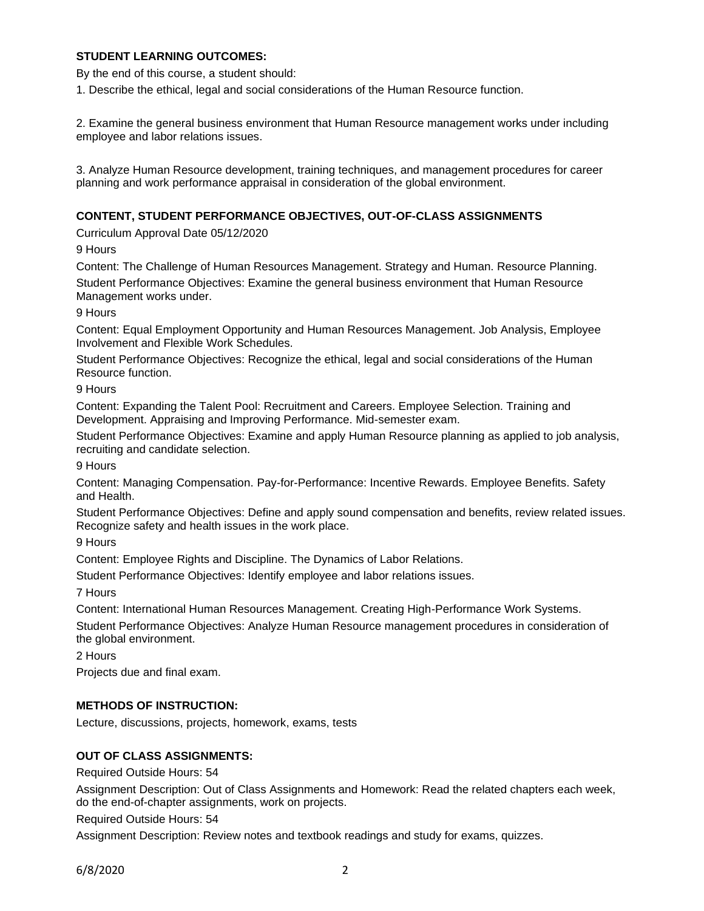## STUDENT LEARNING OUTCOMES:

By the end of this course, a student should:

1. Describe the ethical, legal and social considerations of the Human Resource function.

2. Examine the general business environment that Human Resource management works under including employee and labor relations issues.

3. Analyze Human Resource development, training techniques, and management procedures for career planning and work performance appraisal in consideration of the global environment.

## CONTENT, STUDENT PERFORMANCE OBJECTIVES, OUT-OF-CLASS ASSIGNMENTS

Curriculum Approval Date 05/12/2020

9 Hours

Content: The Challenge of Human Resources Management. Strategy and Human. Resource Planning.

Student Performance Objectives: Examine the general business environment that Human Resource Management works under.

9 Hours

Content: Equal Employment Opportunity and Human Resources Management. Job Analysis, Employee Involvement and Flexible Work Schedules.

Student Performance Objectives: Recognize the ethical, legal and social considerations of the Human Resource function.

9 Hours

Content: Expanding the Talent Pool: Recruitment and Careers. Employee Selection. Training and Development. Appraising and Improving Performance. Mid-semester exam.

Student Performance Objectives: Examine and apply Human Resource planning as applied to job analysis, recruiting and candidate selection.

9 Hours

Content: Managing Compensation. Pay-for-Performance: Incentive Rewards. Employee Benefits. Safety and Health.

Student Performance Objectives: Define and apply sound compensation and benefits, review related issues. Recognize safety and health issues in the work place.

9 Hours

Content: Employee Rights and Discipline. The Dynamics of Labor Relations.

Student Performance Objectives: Identify employee and labor relations issues.

7 Hours

Content: International Human Resources Management. Creating High-Performance Work Systems.

Student Performance Objectives: Analyze Human Resource management procedures in consideration of the global environment.

2 Hours

Projects due and final exam.

## METHODS OF INSTRUCTION:

Lecture, discussions, projects, homework, exams, tests

## OUT OF CLASS ASSIGNMENTS:

Required Outside Hours: 54

Assignment Description: Out of Class Assignments and Homework: Read the related chapters each week, do the end-of-chapter assignments, work on projects.

Required Outside Hours: 54

Assignment Description: Review notes and textbook readings and study for exams, quizzes.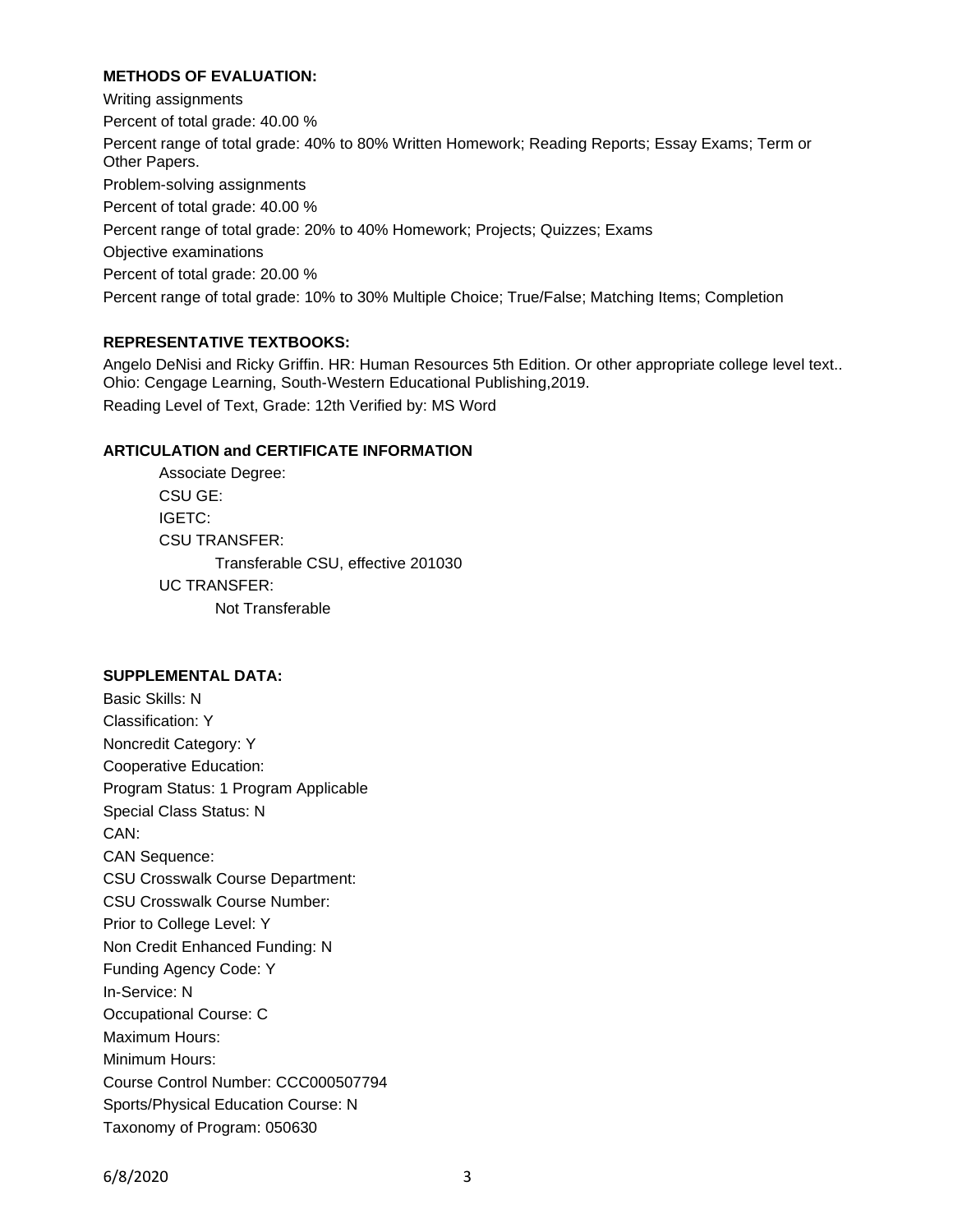**METHODS OF EVALUATION:**

Writing assignments

Percent of total grade: 40.00 %

Percent range of total grade: 40% to 80% Written Homework; Reading Reports; Essay Exams; Term or Other Papers.

Problem-solving assignments

Percent of total grade: 40.00 %

Percent range of total grade: 20% to 40% Homework; Projects; Quizzes; Exams

Objective examinations

Percent of total grade: 20.00 %

Percent range of total grade: 10% to 30% Multiple Choice; True/False; Matching Items; Completion

**REPRESENTATIVE TEXTBOOKS:**

Angelo DeNisi and Ricky Griffin. HR: Human Resources 5th Edition. Or other appropriate college level text.. Ohio: Cengage Learning, South-Western Educational Publishing,2019.

Reading Level of Text, Grade: 12th Verified by: MS Word

**ARTICULATION and CERTIFICATE INFORMATION**

Associate Degree:

CSU GE:

IGETC:

CSU TRANSFER:

Transferable CSU, effective 201030

UC TRANSFER:

Not Transferable

**SUPPLEMENTAL DATA:**

Basic Skills: N

Classification: Y

Noncredit Category: Y

Cooperative Education:

Program Status: 1 Program Applicable

Special Class Status: N

CAN:

CAN Sequence:

CSU Crosswalk Course Department:

CSU Crosswalk Course Number:

Prior to College Level: Y

Non Credit Enhanced Funding: N

Funding Agency Code: Y

In-Service: N

Occupational Course: C

Maximum Hours:

Minimum Hours:

Course Control Number: CCC000507794

Sports/Physical Education Course: N

Taxonomy of Program: 050630